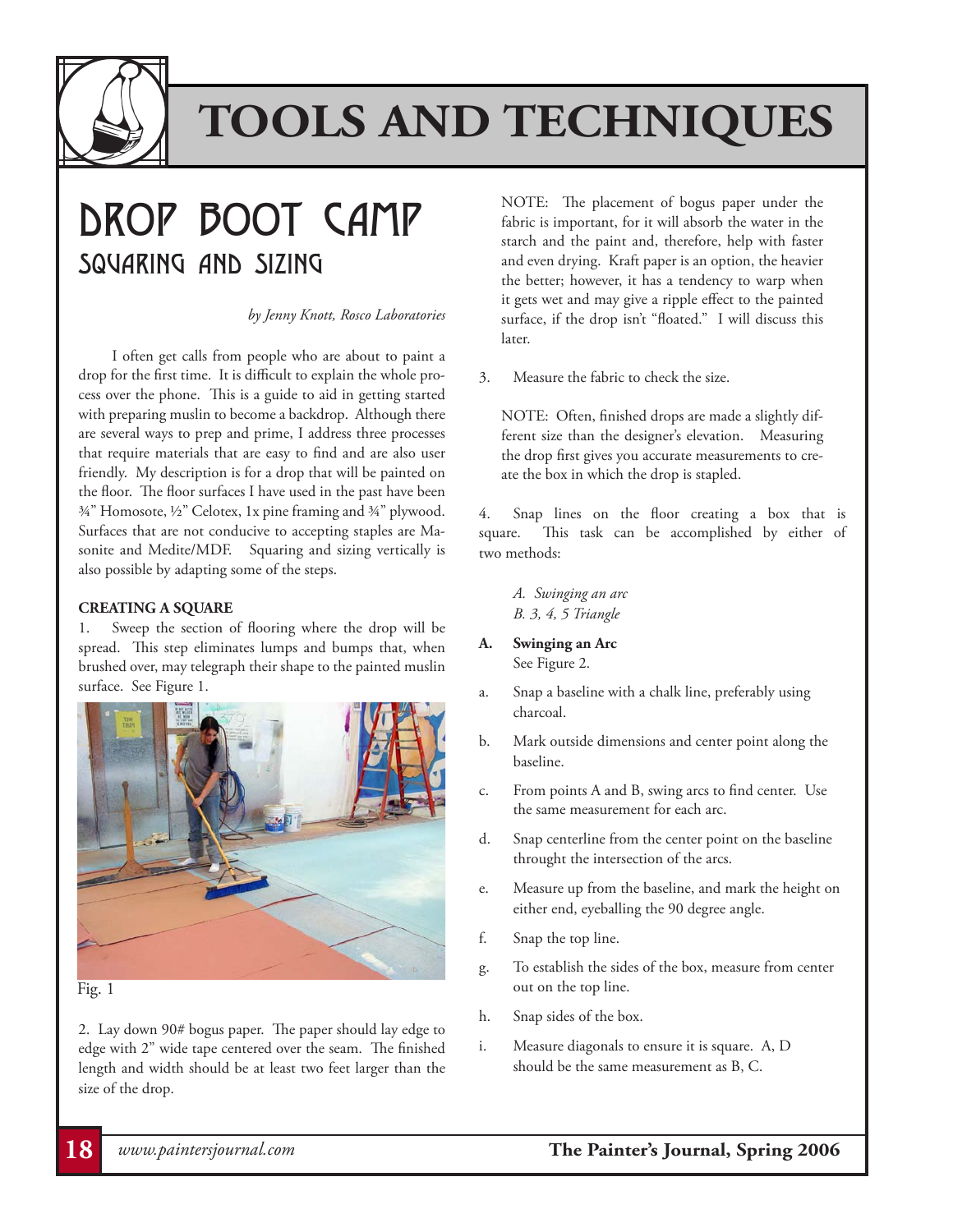# TOOLS AND TECHNIQUES

## DROP BOOT CAMP
### SQUARING AND SIZING

*by Jenny Knott, Rosco Laboratories*

I often get calls from people who are about to paint a drop for the first time. It is difficult to explain the whole process over the phone. This is a guide to aid in getting started with preparing muslin to become a backdrop. Although there are several ways to prep and prime, I address three processes that require materials that are easy to find and are also user friendly. My description is for a drop that will be painted on the floor. The floor surfaces I have used in the past have been ¾" Homosote, ½" Celotex, 1x pine framing and ¾" plywood. Surfaces that are not conducive to accepting staples are Masonite and Medite/MDF. Squaring and sizing vertically is also possible by adapting some of the steps.

**CREATING A SQUARE**

1. Sweep the section of flooring where the drop will be spread. This step eliminates lumps and bumps that, when brushed over, may telegraph their shape to the painted muslin surface. See Figure 1.

Fig. 1

2. Lay down 90# bogus paper. The paper should lay edge to edge with 2" wide tape centered over the seam. The finished length and width should be at least two feet larger than the size of the drop.

NOTE: The placement of bogus paper under the fabric is important, for it will absorb the water in the starch and the paint and, therefore, help with faster and even drying. Kraft paper is an option, the heavier the better; however, it has a tendency to warp when it gets wet and may give a ripple effect to the painted surface, if the drop isn't "floated." I will discuss this later.

3. Measure the fabric to check the size.

NOTE: Often, finished drops are made a slightly different size than the designer's elevation. Measuring the drop first gives you accurate measurements to create the box in which the drop is stapled.

4. Snap lines on the floor creating a box that is square. This task can be accomplished by either of two methods:

*A. Swinging an arc*
*B. 3, 4, 5 Triangle*

**A. Swinging an Arc**
See Figure 2.

a. Snap a baseline with a chalk line, preferably using charcoal.

b. Mark outside dimensions and center point along the baseline.

c. From points A and B, swing arcs to find center. Use the same measurement for each arc.

d. Snap centerline from the center point on the baseline throught the intersection of the arcs.

e. Measure up from the baseline, and mark the height on either end, eyeballing the 90 degree angle.

f. Snap the top line.

g. To establish the sides of the box, measure from center out on the top line.

h. Snap sides of the box.

i. Measure diagonals to ensure it is square. A, D should be the same measurement as B, C.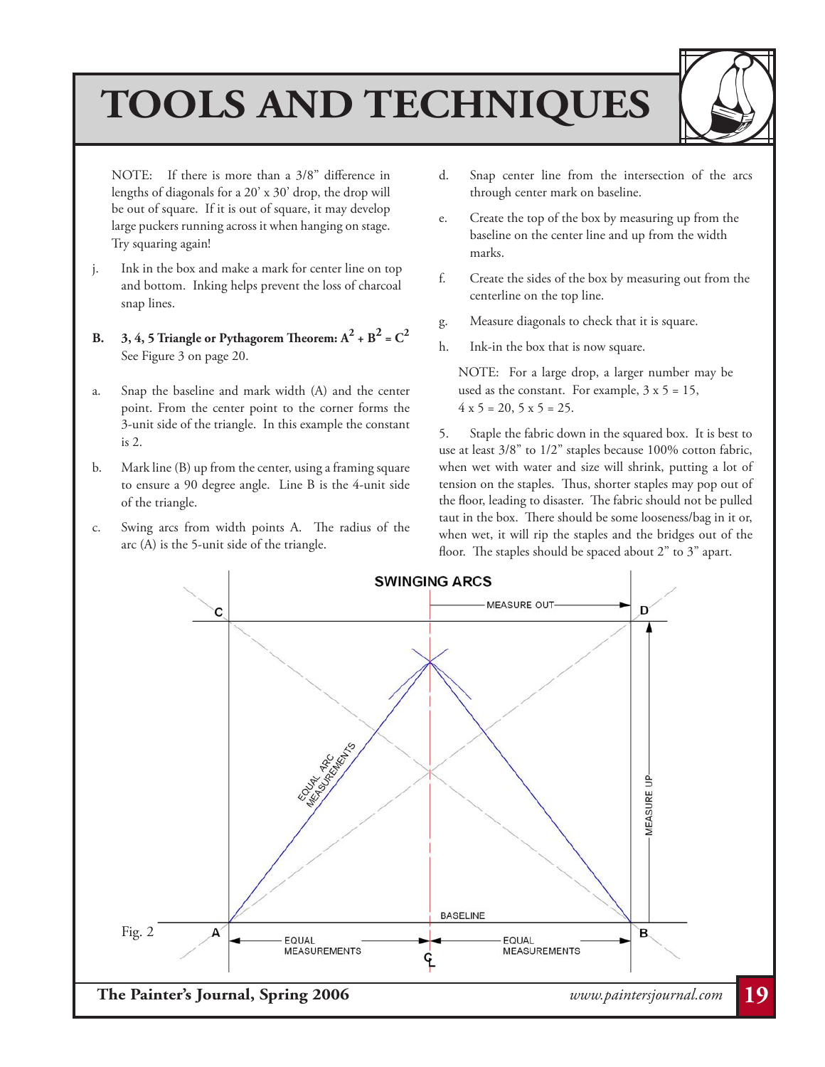# TOOLS AND TECHNIQUES

NOTE: If there is more than a 3/8" difference in lengths of diagonals for a 20' x 30' drop, the drop will be out of square. If it is out of square, it may develop large puckers running across it when hanging on stage. Try squaring again!

j. Ink in the box and make a mark for center line on top and bottom. Inking helps prevent the loss of charcoal snap lines.

**B. 3, 4, 5 Triangle or Pythagorem Theorem: $A^2 + B^2 = C^2$**
See Figure 3 on page 20.

a. Snap the baseline and mark width (A) and the center point. From the center point to the corner forms the 3-unit side of the triangle. In this example the constant is 2.

b. Mark line (B) up from the center, using a framing square to ensure a 90 degree angle. Line B is the 4-unit side of the triangle.

c. Swing arcs from width points A. The radius of the arc (A) is the 5-unit side of the triangle.

d. Snap center line from the intersection of the arcs through center mark on baseline.

e. Create the top of the box by measuring up from the baseline on the center line and up from the width marks.

f. Create the sides of the box by measuring out from the centerline on the top line.

g. Measure diagonals to check that it is square.

h. Ink-in the box that is now square.

NOTE: For a large drop, a larger number may be used as the constant. For example, 3 x 5 = 15, 4 x 5 = 20, 5 x 5 = 25.

5. Staple the fabric down in the squared box. It is best to use at least 3/8" to 1/2" staples because 100% cotton fabric, when wet with water and size will shrink, putting a lot of tension on the staples. Thus, shorter staples may pop out of the floor, leading to disaster. The fabric should not be pulled taut in the box. There should be some looseness/bag in it or, when wet, it will rip the staples and the bridges out of the floor. The staples should be spaced about 2" to 3" apart.

Fig. 2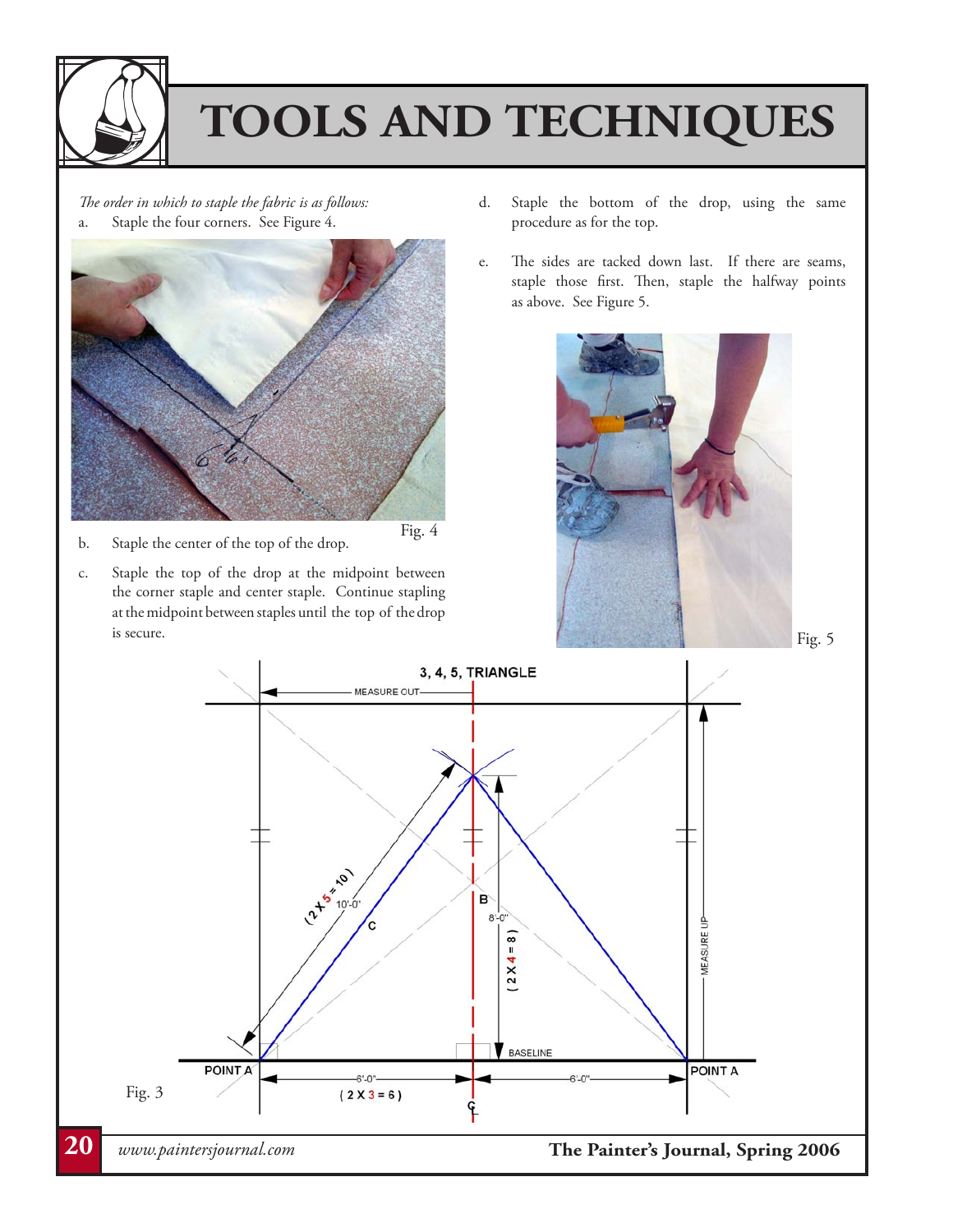# TOOLS AND TECHNIQUES

*The order in which to staple the fabric is as follows:*

a. Staple the four corners. See Figure 4.

Fig. 4

b. Staple the center of the top of the drop.

c. Staple the top of the drop at the midpoint between the corner staple and center staple. Continue stapling at the midpoint between staples until the top of the drop is secure.

d. Staple the bottom of the drop, using the same procedure as for the top.

e. The sides are tacked down last. If there are seams, staple those first. Then, staple the halfway points as above. See Figure 5.

Fig. 5

Fig. 3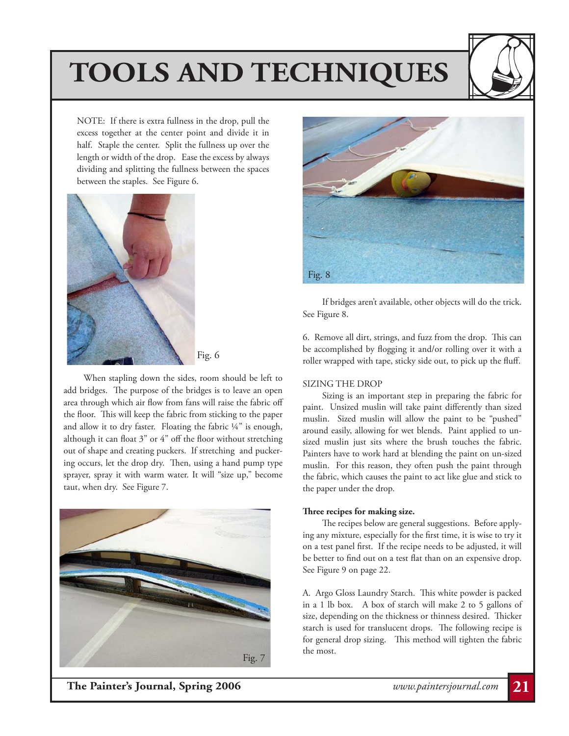# TOOLS AND TECHNIQUES

NOTE: If there is extra fullness in the drop, pull the excess together at the center point and divide it in half. Staple the center. Split the fullness up over the length or width of the drop. Ease the excess by always dividing and splitting the fullness between the spaces between the staples. See Figure 6.

Fig. 6

When stapling down the sides, room should be left to add bridges. The purpose of the bridges is to leave an open area through which air flow from fans will raise the fabric off the floor. This will keep the fabric from sticking to the paper and allow it to dry faster. Floating the fabric ¼" is enough, although it can float 3" or 4" off the floor without stretching out of shape and creating puckers. If stretching and puckering occurs, let the drop dry. Then, using a hand pump type sprayer, spray it with warm water. It will "size up," become taut, when dry. See Figure 7.

Fig. 7

Fig. 8

If bridges aren't available, other objects will do the trick. See Figure 8.

6. Remove all dirt, strings, and fuzz from the drop. This can be accomplished by flogging it and/or rolling over it with a roller wrapped with tape, sticky side out, to pick up the fluff.

## SIZING THE DROP

Sizing is an important step in preparing the fabric for paint. Unsized muslin will take paint differently than sized muslin. Sized muslin will allow the paint to be "pushed" around easily, allowing for wet blends. Paint applied to un-sized muslin just sits where the brush touches the fabric. Painters have to work hard at blending the paint on un-sized muslin. For this reason, they often push the paint through the fabric, which causes the paint to act like glue and stick to the paper under the drop.

**Three recipes for making size.**

The recipes below are general suggestions. Before applying any mixture, especially for the first time, it is wise to try it on a test panel first. If the recipe needs to be adjusted, it will be better to find out on a test flat than on an expensive drop. See Figure 9 on page 22.

A. Argo Gloss Laundry Starch. This white powder is packed in a 1 lb box. A box of starch will make 2 to 5 gallons of size, depending on the thickness or thinness desired. Thicker starch is used for translucent drops. The following recipe is for general drop sizing. This method will tighten the fabric the most.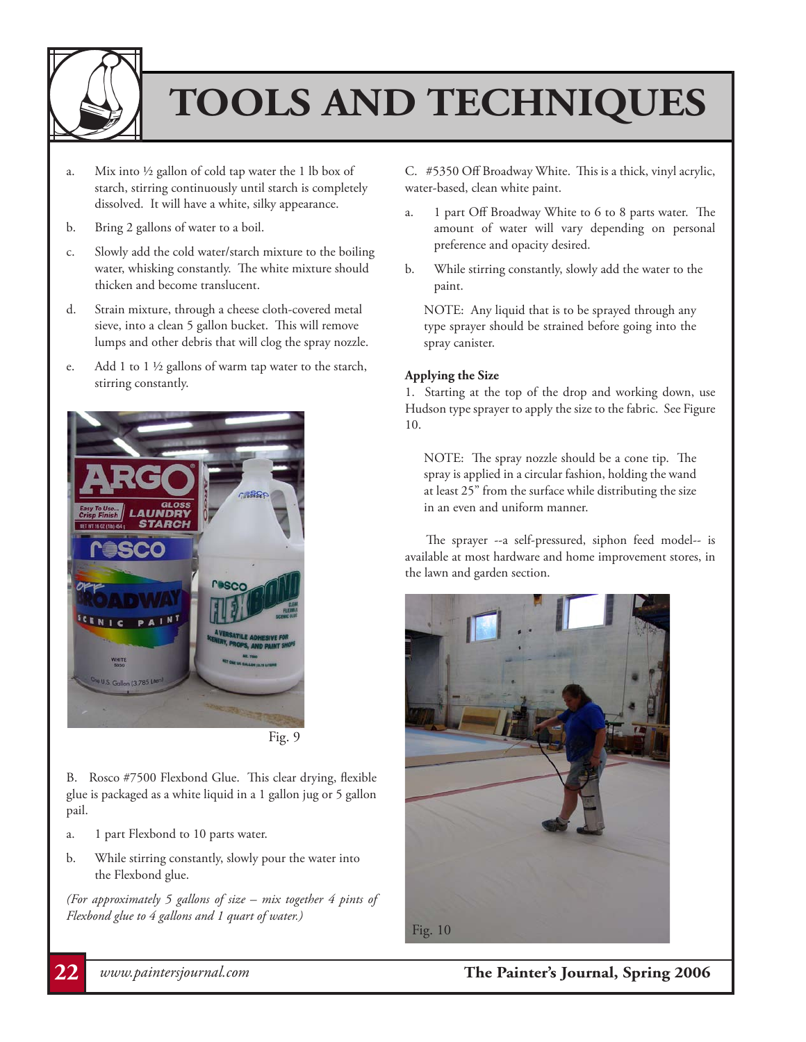# TOOLS AND TECHNIQUES

a. Mix into ½ gallon of cold tap water the 1 lb box of starch, stirring continuously until starch is completely dissolved. It will have a white, silky appearance.

b. Bring 2 gallons of water to a boil.

c. Slowly add the cold water/starch mixture to the boiling water, whisking constantly. The white mixture should thicken and become translucent.

d. Strain mixture, through a cheese cloth-covered metal sieve, into a clean 5 gallon bucket. This will remove lumps and other debris that will clog the spray nozzle.

e. Add 1 to 1 ½ gallons of warm tap water to the starch, stirring constantly.

Fig. 9

B. Rosco #7500 Flexbond Glue. This clear drying, flexible glue is packaged as a white liquid in a 1 gallon jug or 5 gallon pail.

a. 1 part Flexbond to 10 parts water.

b. While stirring constantly, slowly pour the water into the Flexbond glue.

*(For approximately 5 gallons of size – mix together 4 pints of Flexbond glue to 4 gallons and 1 quart of water.)*

C. #5350 Off Broadway White. This is a thick, vinyl acrylic, water-based, clean white paint.

a. 1 part Off Broadway White to 6 to 8 parts water. The amount of water will vary depending on personal preference and opacity desired.

b. While stirring constantly, slowly add the water to the paint.

NOTE: Any liquid that is to be sprayed through any type sprayer should be strained before going into the spray canister.

**Applying the Size**

1. Starting at the top of the drop and working down, use Hudson type sprayer to apply the size to the fabric. See Figure 10.

NOTE: The spray nozzle should be a cone tip. The spray is applied in a circular fashion, holding the wand at least 25" from the surface while distributing the size in an even and uniform manner.

The sprayer --a self-pressured, siphon feed model-- is available at most hardware and home improvement stores, in the lawn and garden section.

Fig. 10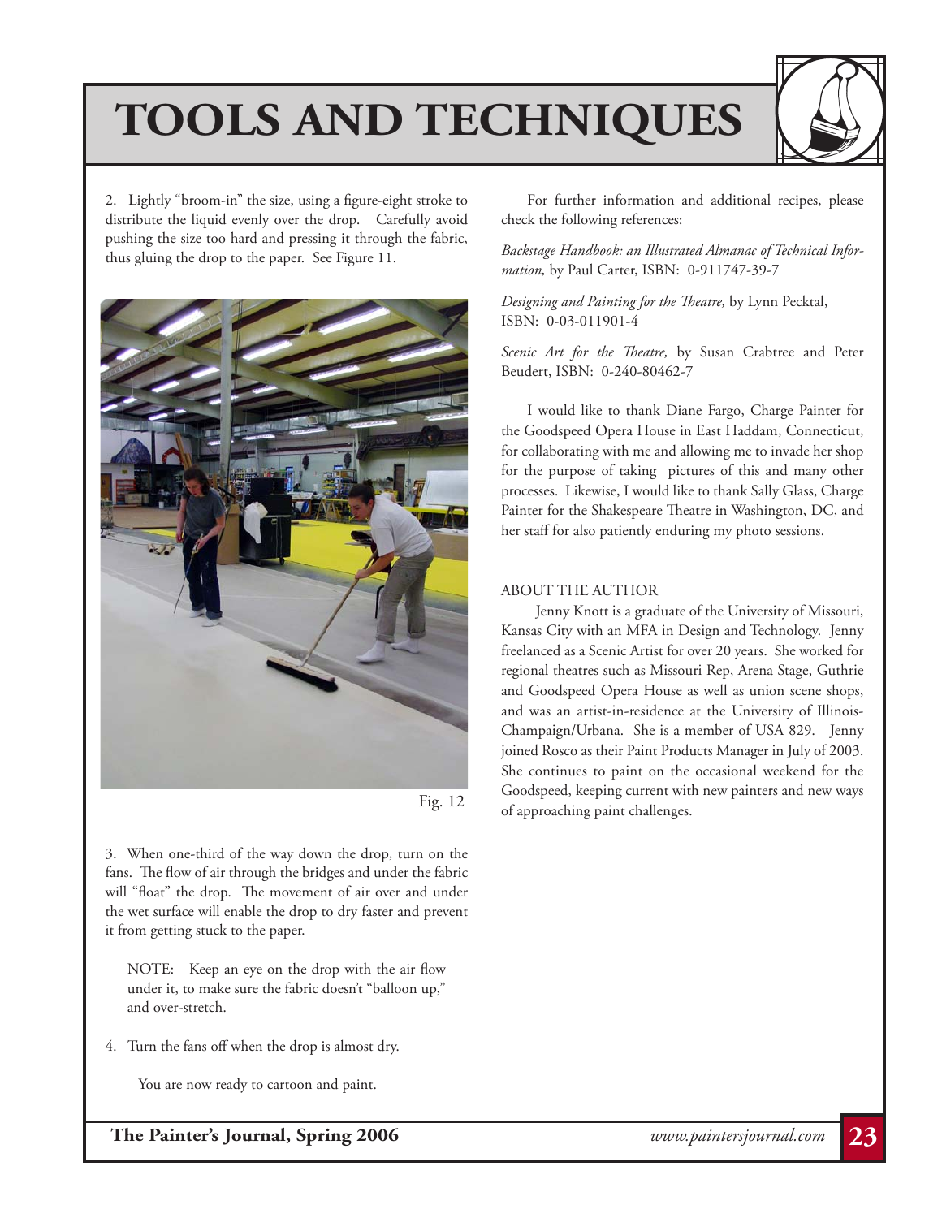# TOOLS AND TECHNIQUES

2. Lightly "broom-in" the size, using a figure-eight stroke to distribute the liquid evenly over the drop. Carefully avoid pushing the size too hard and pressing it through the fabric, thus gluing the drop to the paper. See Figure 11.

Fig. 12

3. When one-third of the way down the drop, turn on the fans. The flow of air through the bridges and under the fabric will "float" the drop. The movement of air over and under the wet surface will enable the drop to dry faster and prevent it from getting stuck to the paper.

> NOTE: Keep an eye on the drop with the air flow under it, to make sure the fabric doesn't "balloon up," and over-stretch.

4. Turn the fans off when the drop is almost dry.

You are now ready to cartoon and paint.

For further information and additional recipes, please check the following references:

*Backstage Handbook: an Illustrated Almanac of Technical Information,* by Paul Carter, ISBN: 0-911747-39-7

*Designing and Painting for the Theatre,* by Lynn Pecktal, ISBN: 0-03-011901-4

*Scenic Art for the Theatre,* by Susan Crabtree and Peter Beudert, ISBN: 0-240-80462-7

I would like to thank Diane Fargo, Charge Painter for the Goodspeed Opera House in East Haddam, Connecticut, for collaborating with me and allowing me to invade her shop for the purpose of taking pictures of this and many other processes. Likewise, I would like to thank Sally Glass, Charge Painter for the Shakespeare Theatre in Washington, DC, and her staff for also patiently enduring my photo sessions.

## ABOUT THE AUTHOR

Jenny Knott is a graduate of the University of Missouri, Kansas City with an MFA in Design and Technology. Jenny freelanced as a Scenic Artist for over 20 years. She worked for regional theatres such as Missouri Rep, Arena Stage, Guthrie and Goodspeed Opera House as well as union scene shops, and was an artist-in-residence at the University of Illinois-Champaign/Urbana. She is a member of USA 829. Jenny joined Rosco as their Paint Products Manager in July of 2003. She continues to paint on the occasional weekend for the Goodspeed, keeping current with new painters and new ways of approaching paint challenges.